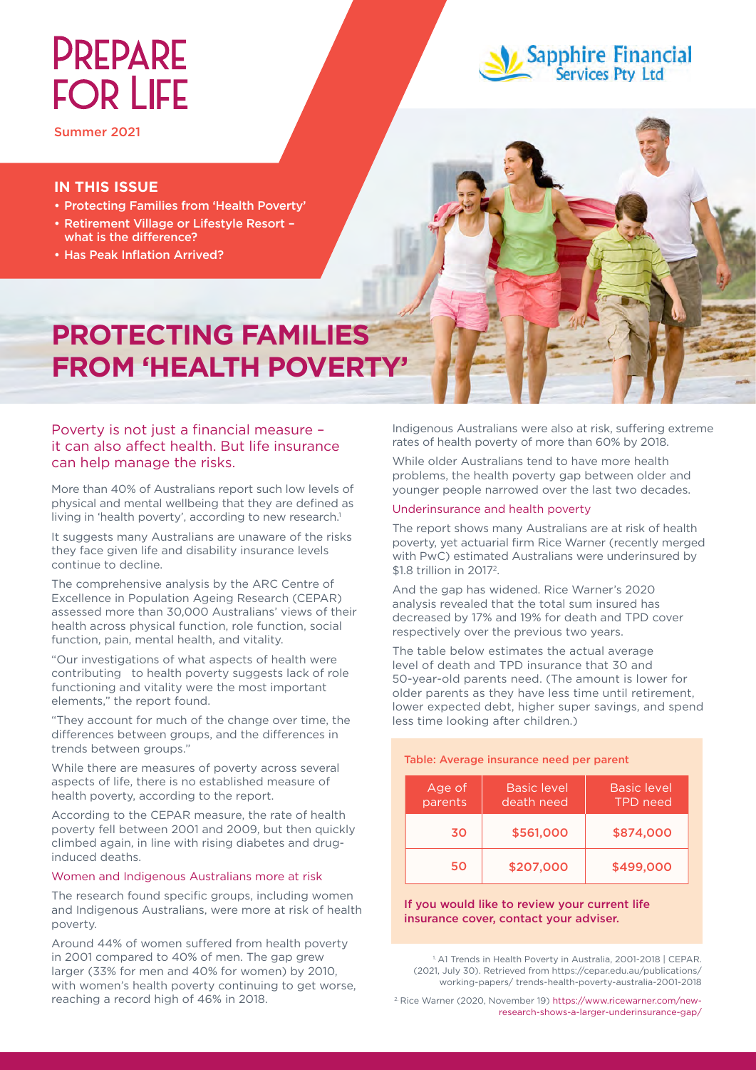# PREPARE FOR LIFE

Summer 2021

Sapphire Financial Services Pty Ltd

## IN THIS ISSUE

- Protecting Families from 'Health Poverty'
- Retirement Village or Lifestyle Resort – what is the difference?
- Has Peak Inflation Arrived?

# PROTECTING FAMILIES FROM 'HEALTH POVERTY'

### Poverty is not just a financial measure – it can also affect health. But life insurance can help manage the risks.

More than 40% of Australians report such low levels of physical and mental wellbeing that they are defined as living in 'health poverty', according to new research.[1]

It suggests many Australians are unaware of the risks they face given life and disability insurance levels continue to decline.

The comprehensive analysis by the ARC Centre of Excellence in Population Ageing Research (CEPAR) assessed more than 30,000 Australians' views of their health across physical function, role function, social function, pain, mental health, and vitality.

"Our investigations of what aspects of health were contributing to health poverty suggests lack of role functioning and vitality were the most important elements," the report found.

"They account for much of the change over time, the differences between groups, and the differences in trends between groups."

While there are measures of poverty across several aspects of life, there is no established measure of health poverty, according to the report.

According to the CEPAR measure, the rate of health poverty fell between 2001 and 2009, but then quickly climbed again, in line with rising diabetes and drug-induced deaths.

### Women and Indigenous Australians more at risk

The research found specific groups, including women and Indigenous Australians, were more at risk of health poverty.

Around 44% of women suffered from health poverty in 2001 compared to 40% of men. The gap grew larger (33% for men and 40% for women) by 2010, with women's health poverty continuing to get worse, reaching a record high of 46% in 2018.

Indigenous Australians were also at risk, suffering extreme rates of health poverty of more than 60% by 2018.

While older Australians tend to have more health problems, the health poverty gap between older and younger people narrowed over the last two decades.

### Underinsurance and health poverty

The report shows many Australians are at risk of health poverty, yet actuarial firm Rice Warner (recently merged with PwC) estimated Australians were underinsured by $1.8 trillion in 2017[2].

And the gap has widened. Rice Warner's 2020 analysis revealed that the total sum insured has decreased by 17% and 19% for death and TPD cover respectively over the previous two years.

The table below estimates the actual average level of death and TPD insurance that 30 and 50-year-old parents need. (The amount is lower for older parents as they have less time until retirement, lower expected debt, higher super savings, and spend less time looking after children.)

**Table: Average insurance need per parent**

| Age of parents | Basic level death need | Basic level TPD need |
|---|---|---|
| 30 | $561,000 | $874,000 |
| 50 | $207,000 | $499,000 |

**If you would like to review your current life insurance cover, contact your adviser.**

[1] A1 Trends in Health Poverty in Australia, 2001-2018 | CEPAR. (2021, July 30). Retrieved from https://cepar.edu.au/publications/working-papers/ trends-health-poverty-australia-2001-2018

[2] Rice Warner (2020, November 19) https://www.ricewarner.com/new-research-shows-a-larger-underinsurance-gap/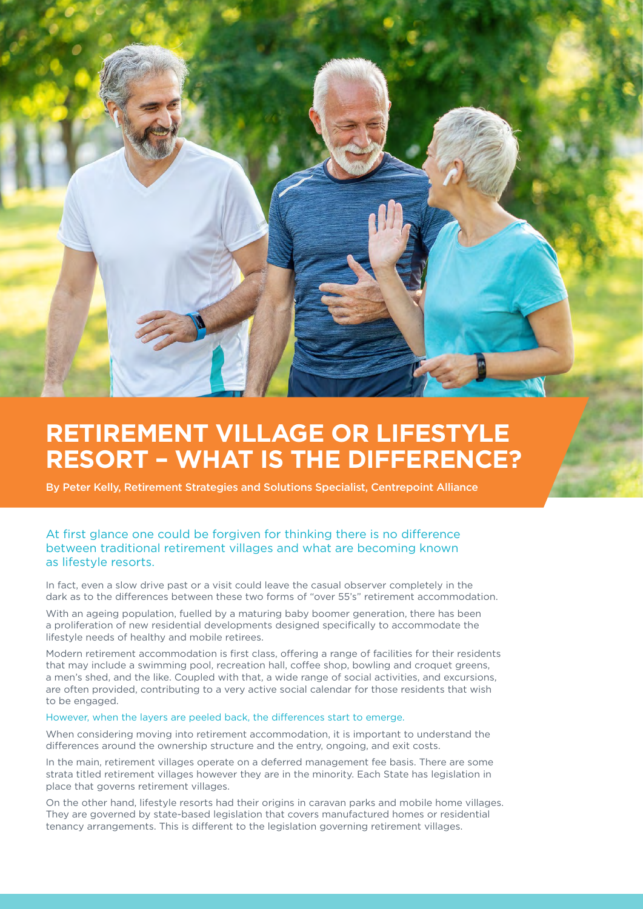# RETIREMENT VILLAGE OR LIFESTYLE RESORT – WHAT IS THE DIFFERENCE?

**By Peter Kelly, Retirement Strategies and Solutions Specialist, Centrepoint Alliance**

At first glance one could be forgiven for thinking there is no difference between traditional retirement villages and what are becoming known as lifestyle resorts.

In fact, even a slow drive past or a visit could leave the casual observer completely in the dark as to the differences between these two forms of "over 55's" retirement accommodation.

With an ageing population, fuelled by a maturing baby boomer generation, there has been a proliferation of new residential developments designed specifically to accommodate the lifestyle needs of healthy and mobile retirees.

Modern retirement accommodation is first class, offering a range of facilities for their residents that may include a swimming pool, recreation hall, coffee shop, bowling and croquet greens, a men's shed, and the like. Coupled with that, a wide range of social activities, and excursions, are often provided, contributing to a very active social calendar for those residents that wish to be engaged.

However, when the layers are peeled back, the differences start to emerge.

When considering moving into retirement accommodation, it is important to understand the differences around the ownership structure and the entry, ongoing, and exit costs.

In the main, retirement villages operate on a deferred management fee basis. There are some strata titled retirement villages however they are in the minority. Each State has legislation in place that governs retirement villages.

On the other hand, lifestyle resorts had their origins in caravan parks and mobile home villages. They are governed by state-based legislation that covers manufactured homes or residential tenancy arrangements. This is different to the legislation governing retirement villages.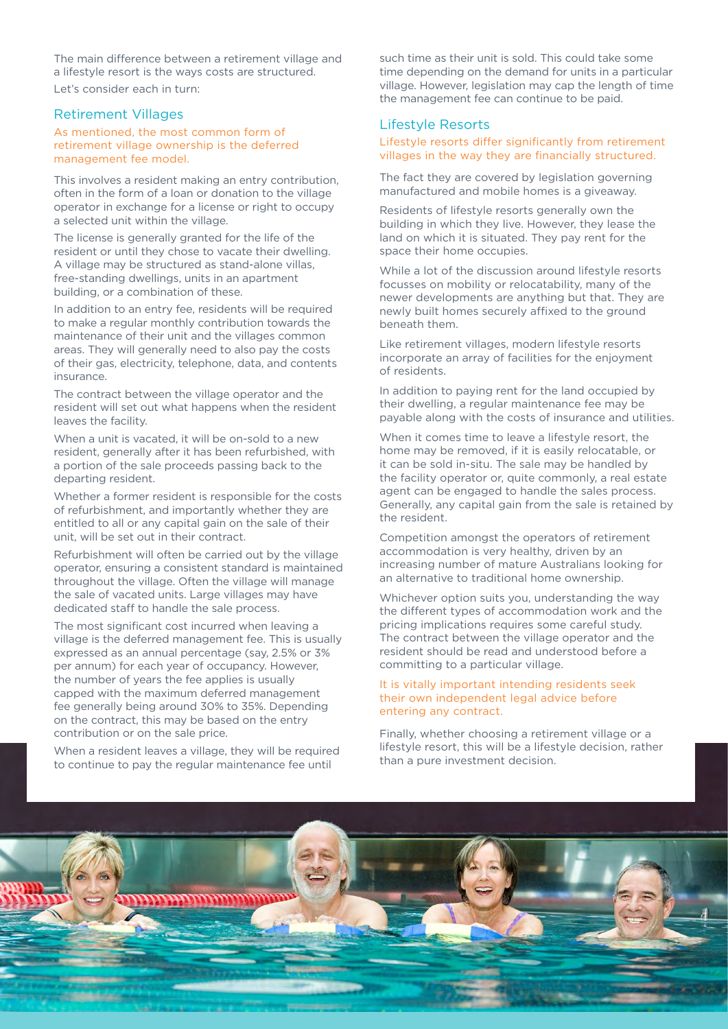The main difference between a retirement village and a lifestyle resort is the ways costs are structured.

Let's consider each in turn:

## Retirement Villages

As mentioned, the most common form of retirement village ownership is the deferred management fee model.

This involves a resident making an entry contribution, often in the form of a loan or donation to the village operator in exchange for a license or right to occupy a selected unit within the village.

The license is generally granted for the life of the resident or until they chose to vacate their dwelling. A village may be structured as stand-alone villas, free-standing dwellings, units in an apartment building, or a combination of these.

In addition to an entry fee, residents will be required to make a regular monthly contribution towards the maintenance of their unit and the villages common areas. They will generally need to also pay the costs of their gas, electricity, telephone, data, and contents insurance.

The contract between the village operator and the resident will set out what happens when the resident leaves the facility.

When a unit is vacated, it will be on-sold to a new resident, generally after it has been refurbished, with a portion of the sale proceeds passing back to the departing resident.

Whether a former resident is responsible for the costs of refurbishment, and importantly whether they are entitled to all or any capital gain on the sale of their unit, will be set out in their contract.

Refurbishment will often be carried out by the village operator, ensuring a consistent standard is maintained throughout the village. Often the village will manage the sale of vacated units. Large villages may have dedicated staff to handle the sale process.

The most significant cost incurred when leaving a village is the deferred management fee. This is usually expressed as an annual percentage (say, 2.5% or 3% per annum) for each year of occupancy. However, the number of years the fee applies is usually capped with the maximum deferred management fee generally being around 30% to 35%. Depending on the contract, this may be based on the entry contribution or on the sale price.

When a resident leaves a village, they will be required to continue to pay the regular maintenance fee until such time as their unit is sold. This could take some time depending on the demand for units in a particular village. However, legislation may cap the length of time the management fee can continue to be paid.

## Lifestyle Resorts

Lifestyle resorts differ significantly from retirement villages in the way they are financially structured.

The fact they are covered by legislation governing manufactured and mobile homes is a giveaway.

Residents of lifestyle resorts generally own the building in which they live. However, they lease the land on which it is situated. They pay rent for the space their home occupies.

While a lot of the discussion around lifestyle resorts focusses on mobility or relocatability, many of the newer developments are anything but that. They are newly built homes securely affixed to the ground beneath them.

Like retirement villages, modern lifestyle resorts incorporate an array of facilities for the enjoyment of residents.

In addition to paying rent for the land occupied by their dwelling, a regular maintenance fee may be payable along with the costs of insurance and utilities.

When it comes time to leave a lifestyle resort, the home may be removed, if it is easily relocatable, or it can be sold in-situ. The sale may be handled by the facility operator or, quite commonly, a real estate agent can be engaged to handle the sales process. Generally, any capital gain from the sale is retained by the resident.

Competition amongst the operators of retirement accommodation is very healthy, driven by an increasing number of mature Australians looking for an alternative to traditional home ownership.

Whichever option suits you, understanding the way the different types of accommodation work and the pricing implications requires some careful study. The contract between the village operator and the resident should be read and understood before a committing to a particular village.

It is vitally important intending residents seek their own independent legal advice before entering any contract.

Finally, whether choosing a retirement village or a lifestyle resort, this will be a lifestyle decision, rather than a pure investment decision.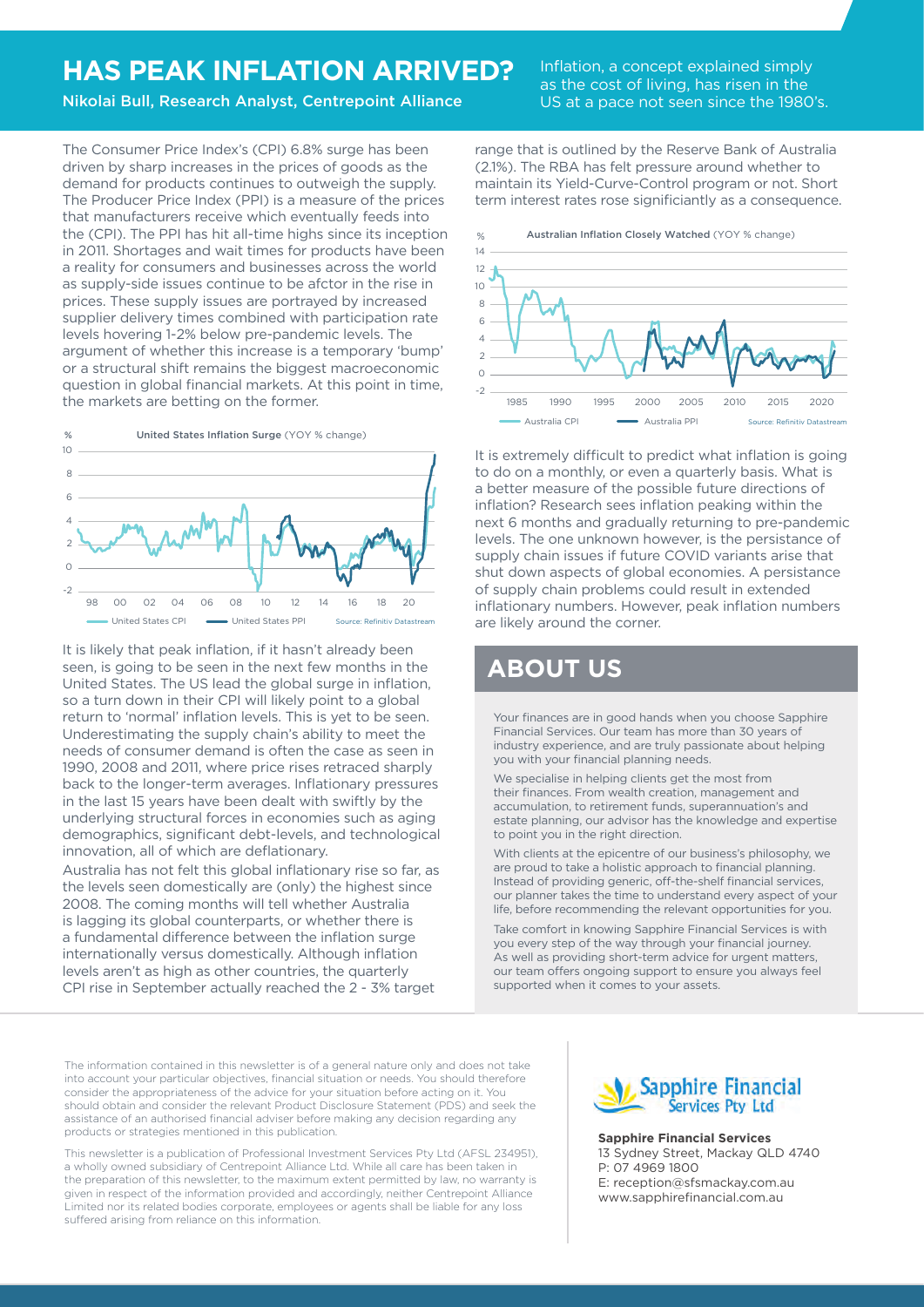# HAS PEAK INFLATION ARRIVED?

Nikolai Bull, Research Analyst, Centrepoint Alliance

Inflation, a concept explained simply as the cost of living, has risen in the US at a pace not seen since the 1980's.

The Consumer Price Index's (CPI) 6.8% surge has been driven by sharp increases in the prices of goods as the demand for products continues to outweigh the supply. The Producer Price Index (PPI) is a measure of the prices that manufacturers receive which eventually feeds into the (CPI). The PPI has hit all-time highs since its inception in 2011. Shortages and wait times for products have been a reality for consumers and businesses across the world as supply-side issues continue to be afctor in the rise in prices. These supply issues are portrayed by increased supplier delivery times combined with participation rate levels hovering 1-2% below pre-pandemic levels. The argument of whether this increase is a temporary 'bump' or a structural shift remains the biggest macroeconomic question in global financial markets. At this point in time, the markets are betting on the former.

United States Inflation Surge (YOY % change)

%

10
8
6
4
2
0
-2

98 00 02 04 06 08 10 12 14 16 18 20

United States CPI
United States PPI
Source: Refinitiv Datastream

It is likely that peak inflation, if it hasn't already been seen, is going to be seen in the next few months in the United States. The US lead the global surge in inflation, so a turn down in their CPI will likely point to a global return to 'normal' inflation levels. This is yet to be seen. Underestimating the supply chain's ability to meet the needs of consumer demand is often the case as seen in 1990, 2008 and 2011, where price rises retraced sharply back to the longer-term averages. Inflationary pressures in the last 15 years have been dealt with swiftly by the underlying structural forces in economies such as aging demographics, significant debt-levels, and technological innovation, all of which are deflationary.

Australia has not felt this global inflationary rise so far, as the levels seen domestically are (only) the highest since 2008. The coming months will tell whether Australia is lagging its global counterparts, or whether there is a fundamental difference between the inflation surge internationally versus domestically. Although inflation levels aren't as high as other countries, the quarterly CPI rise in September actually reached the 2 - 3% target range that is outlined by the Reserve Bank of Australia (2.1%). The RBA has felt pressure around whether to maintain its Yield-Curve-Control program or not. Short term interest rates rose significiantly as a consequence.

Australian Inflation Closely Watched (YOY % change)

%

14
12
10
8
6
4
2
0
-2

1985 1990 1995 2000 2005 2010 2015 2020

Australia CPI
Australia PPI
Source: Refinitiv Datastream

It is extremely difficult to predict what inflation is going to do on a monthly, or even a quarterly basis. What is a better measure of the possible future directions of inflation? Research sees inflation peaking within the next 6 months and gradually returning to pre-pandemic levels. The one unknown however, is the persistance of supply chain issues if future COVID variants arise that shut down aspects of global economies. A persistance of supply chain problems could result in extended inflationary numbers. However, peak inflation numbers are likely around the corner.

## ABOUT US

Your finances are in good hands when you choose Sapphire Financial Services. Our team has more than 30 years of industry experience, and are truly passionate about helping you with your financial planning needs.

We specialise in helping clients get the most from their finances. From wealth creation, management and accumulation, to retirement funds, superannuation's and estate planning, our advisor has the knowledge and expertise to point you in the right direction.

With clients at the epicentre of our business's philosophy, we are proud to take a holistic approach to financial planning. Instead of providing generic, off-the-shelf financial services, our planner takes the time to understand every aspect of your life, before recommending the relevant opportunities for you.

Take comfort in knowing Sapphire Financial Services is with you every step of the way through your financial journey. As well as providing short-term advice for urgent matters, our team offers ongoing support to ensure you always feel supported when it comes to your assets.

The information contained in this newsletter is of a general nature only and does not take into account your particular objectives, financial situation or needs. You should therefore consider the appropriateness of the advice for your situation before acting on it. You should obtain and consider the relevant Product Disclosure Statement (PDS) and seek the assistance of an authorised financial adviser before making any decision regarding any products or strategies mentioned in this publication.

This newsletter is a publication of Professional Investment Services Pty Ltd (AFSL 234951), a wholly owned subsidiary of Centrepoint Alliance Ltd. While all care has been taken in the preparation of this newsletter, to the maximum extent permitted by law, no warranty is given in respect of the information provided and accordingly, neither Centrepoint Alliance Limited nor its related bodies corporate, employees or agents shall be liable for any loss suffered arising from reliance on this information.

Sapphire Financial Services Pty Ltd

**Sapphire Financial Services**
13 Sydney Street, Mackay QLD 4740
P: 07 4969 1800
E: reception@sfsmackay.com.au
www.sapphirefinancial.com.au